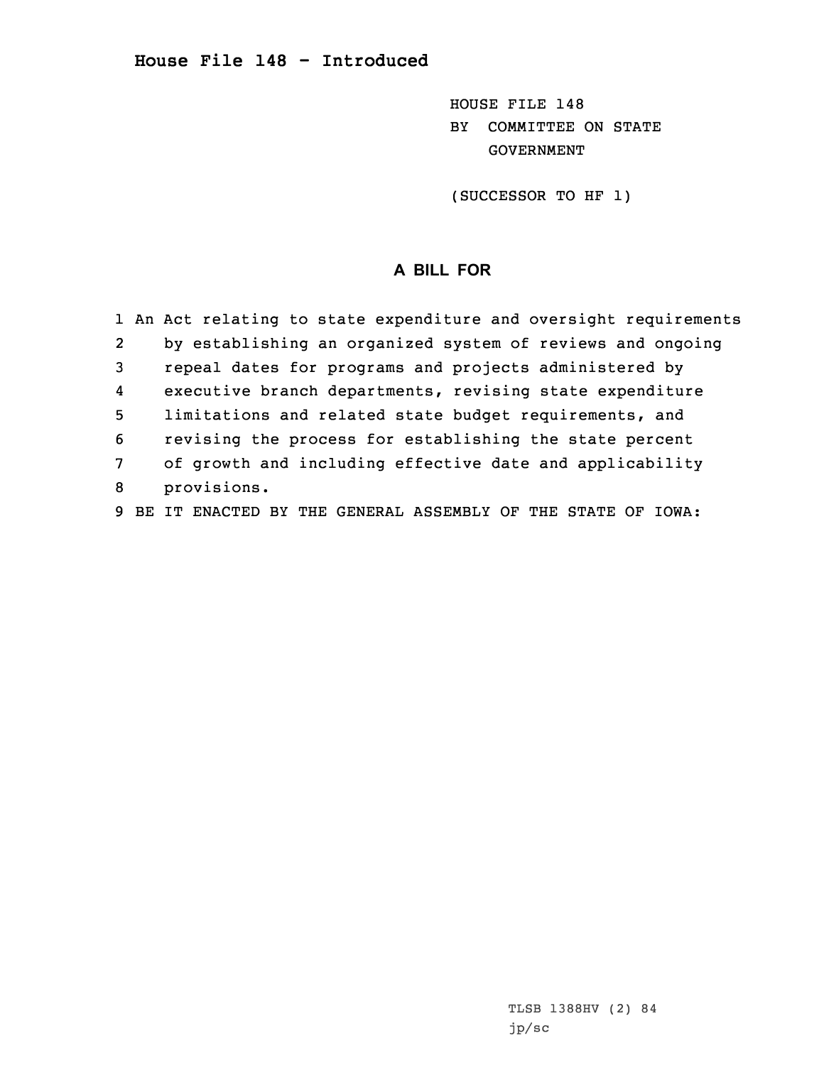# House File 148 - Introduced

HOUSE FILE 148
BY COMMITTEE ON STATE GOVERNMENT

(SUCCESSOR TO HF 1)

## A BILL FOR

1 An Act relating to state expenditure and oversight requirements
2 by establishing an organized system of reviews and ongoing
3 repeal dates for programs and projects administered by
4 executive branch departments, revising state expenditure
5 limitations and related state budget requirements, and
6 revising the process for establishing the state percent
7 of growth and including effective date and applicability
8 provisions.
9 BE IT ENACTED BY THE GENERAL ASSEMBLY OF THE STATE OF IOWA:

TLSB 1388HV (2) 84
jp/sc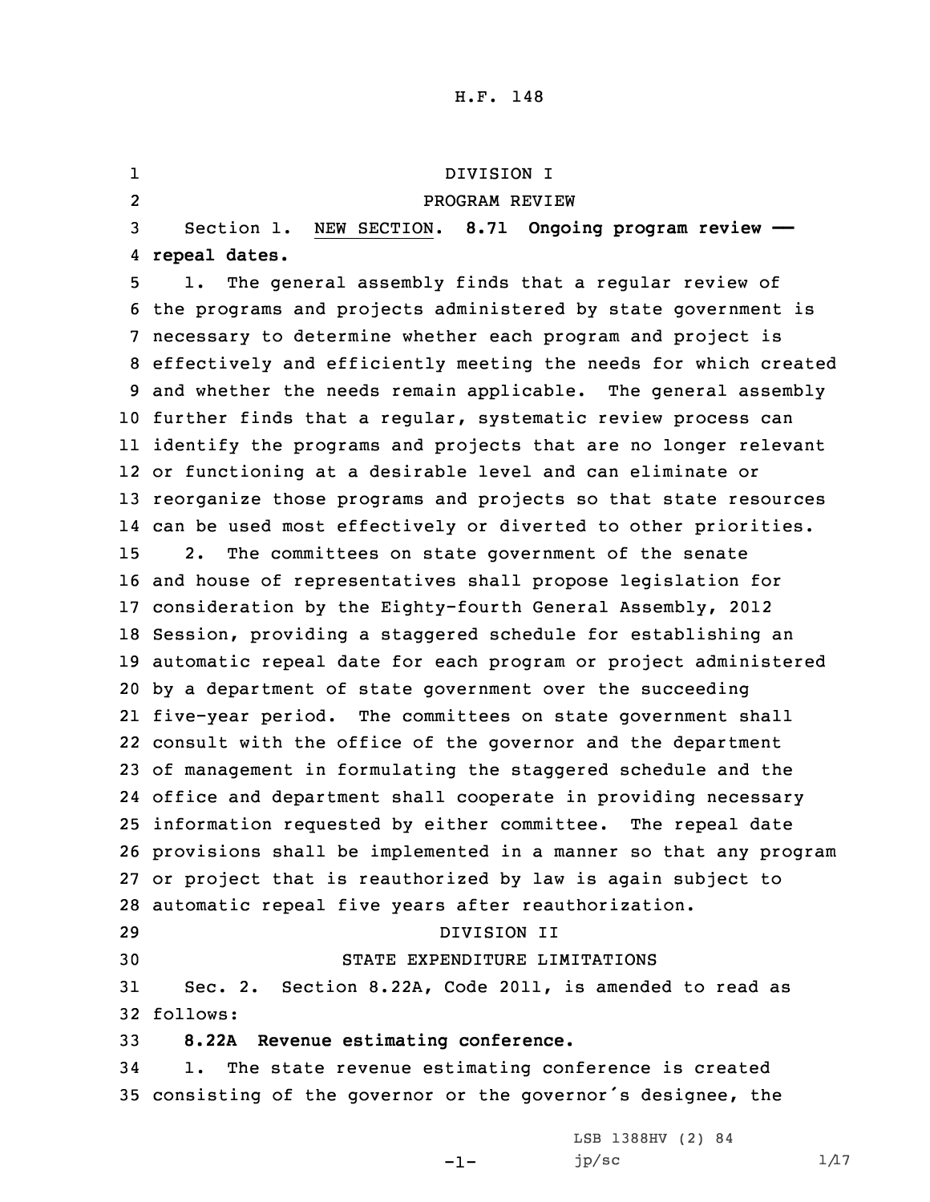DIVISION I

PROGRAM REVIEW

Section 1. NEW SECTION. **8.71 Ongoing program review — repeal dates.**

1. The general assembly finds that a regular review of the programs and projects administered by state government is necessary to determine whether each program and project is effectively and efficiently meeting the needs for which created and whether the needs remain applicable. The general assembly further finds that a regular, systematic review process can identify the programs and projects that are no longer relevant or functioning at a desirable level and can eliminate or reorganize those programs and projects so that state resources can be used most effectively or diverted to other priorities.

2. The committees on state government of the senate and house of representatives shall propose legislation for consideration by the Eighty-fourth General Assembly, 2012 Session, providing a staggered schedule for establishing an automatic repeal date for each program or project administered by a department of state government over the succeeding five-year period. The committees on state government shall consult with the office of the governor and the department of management in formulating the staggered schedule and the office and department shall cooperate in providing necessary information requested by either committee. The repeal date provisions shall be implemented in a manner so that any program or project that is reauthorized by law is again subject to automatic repeal five years after reauthorization.

DIVISION II

STATE EXPENDITURE LIMITATIONS

Sec. 2. Section 8.22A, Code 2011, is amended to read as follows:

**8.22A Revenue estimating conference.**

1. The state revenue estimating conference is created consisting of the governor or the governor's designee, the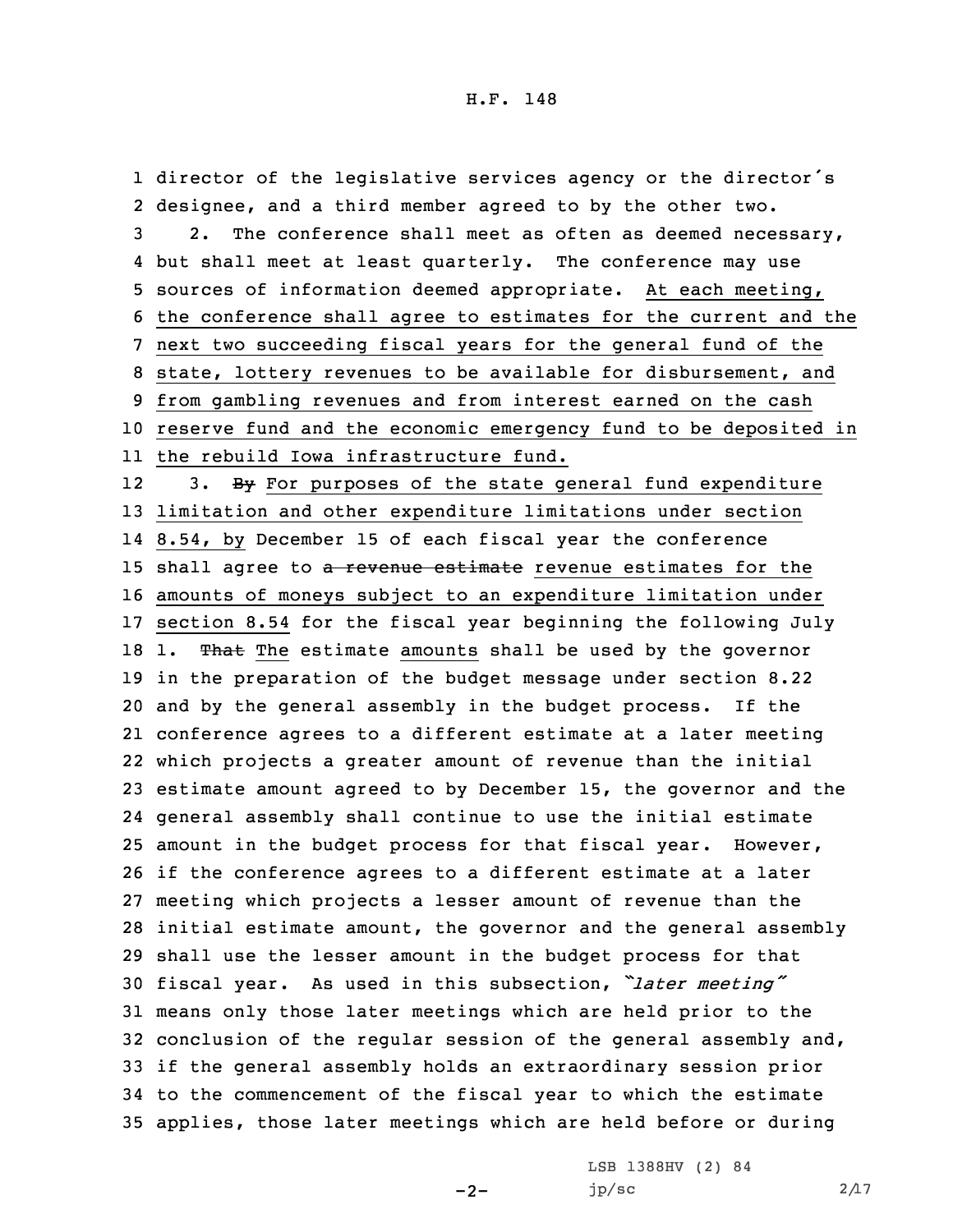director of the legislative services agency or the director's designee, and a third member agreed to by the other two.

2. The conference shall meet as often as deemed necessary, but shall meet at least quarterly. The conference may use sources of information deemed appropriate. <u>At each meeting, the conference shall agree to estimates for the current and the next two succeeding fiscal years for the general fund of the state, lottery revenues to be available for disbursement, and from gambling revenues and from interest earned on the cash reserve fund and the economic emergency fund to be deposited in the rebuild Iowa infrastructure fund.</u>

3. ~~By~~ <u>For purposes of the state general fund expenditure limitation and other expenditure limitations under section 8.54, by</u> December 15 of each fiscal year the conference shall agree to ~~a revenue estimate~~ <u>revenue estimates for the amounts of moneys subject to an expenditure limitation under section 8.54</u> for the fiscal year beginning the following July 1. ~~That~~ <u>The</u> estimate <u>amounts</u> shall be used by the governor in the preparation of the budget message under section 8.22 and by the general assembly in the budget process. If the conference agrees to a different estimate at a later meeting which projects a greater amount of revenue than the initial estimate amount agreed to by December 15, the governor and the general assembly shall continue to use the initial estimate amount in the budget process for that fiscal year. However, if the conference agrees to a different estimate at a later meeting which projects a lesser amount of revenue than the initial estimate amount, the governor and the general assembly shall use the lesser amount in the budget process for that fiscal year. As used in this subsection, *"later meeting"* means only those later meetings which are held prior to the conclusion of the regular session of the general assembly and, if the general assembly holds an extraordinary session prior to the commencement of the fiscal year to which the estimate applies, those later meetings which are held before or during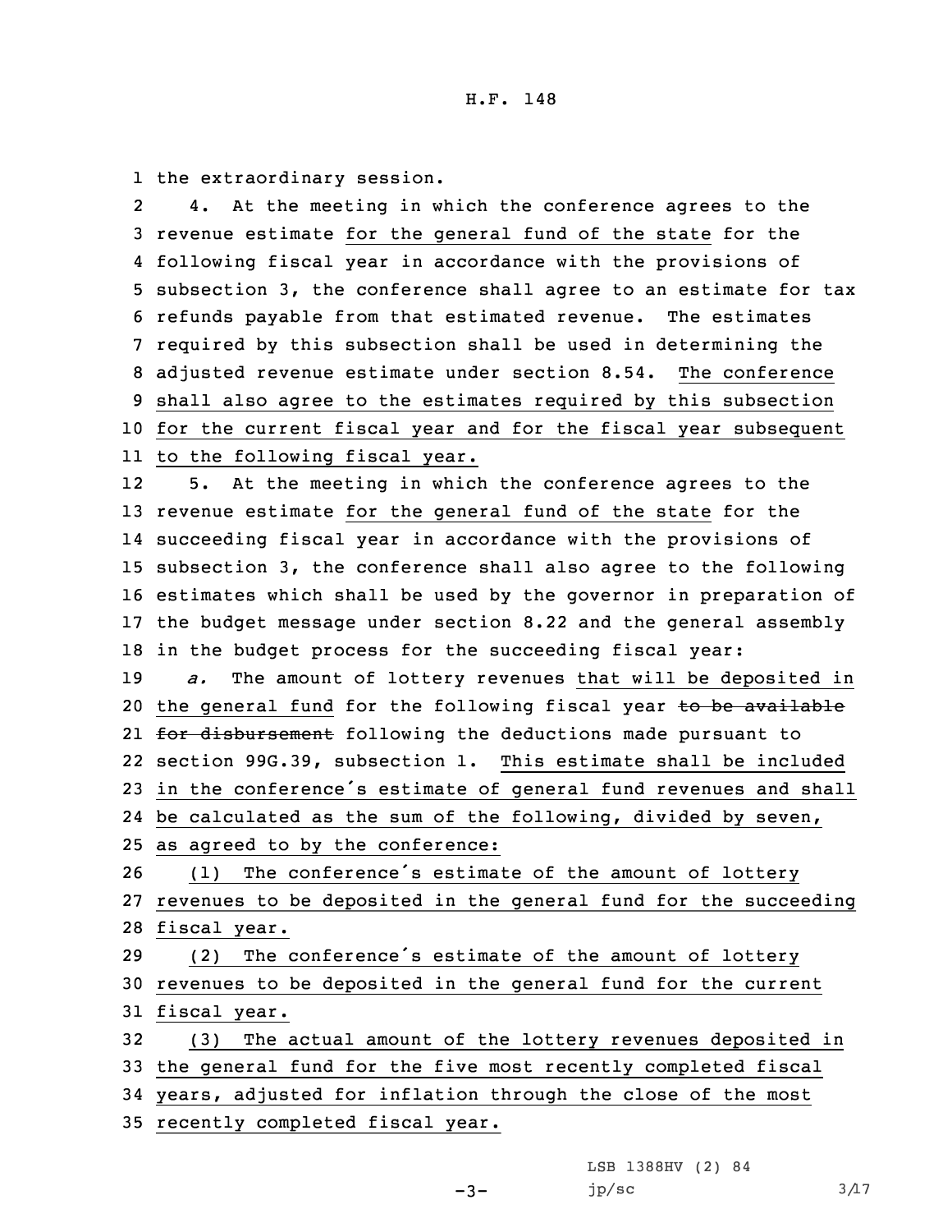the extraordinary session.

4. At the meeting in which the conference agrees to the revenue estimate for the general fund of the state for the following fiscal year in accordance with the provisions of subsection 3, the conference shall agree to an estimate for tax refunds payable from that estimated revenue. The estimates required by this subsection shall be used in determining the adjusted revenue estimate under section 8.54. The conference shall also agree to the estimates required by this subsection for the current fiscal year and for the fiscal year subsequent to the following fiscal year.

5. At the meeting in which the conference agrees to the revenue estimate for the general fund of the state for the succeeding fiscal year in accordance with the provisions of subsection 3, the conference shall also agree to the following estimates which shall be used by the governor in preparation of the budget message under section 8.22 and the general assembly in the budget process for the succeeding fiscal year:

*a.* The amount of lottery revenues that will be deposited in the general fund for the following fiscal year ~~to be available for disbursement~~ following the deductions made pursuant to section 99G.39, subsection 1. This estimate shall be included in the conference's estimate of general fund revenues and shall be calculated as the sum of the following, divided by seven, as agreed to by the conference:

(1) The conference's estimate of the amount of lottery revenues to be deposited in the general fund for the succeeding fiscal year.

(2) The conference's estimate of the amount of lottery revenues to be deposited in the general fund for the current fiscal year.

(3) The actual amount of the lottery revenues deposited in the general fund for the five most recently completed fiscal years, adjusted for inflation through the close of the most recently completed fiscal year.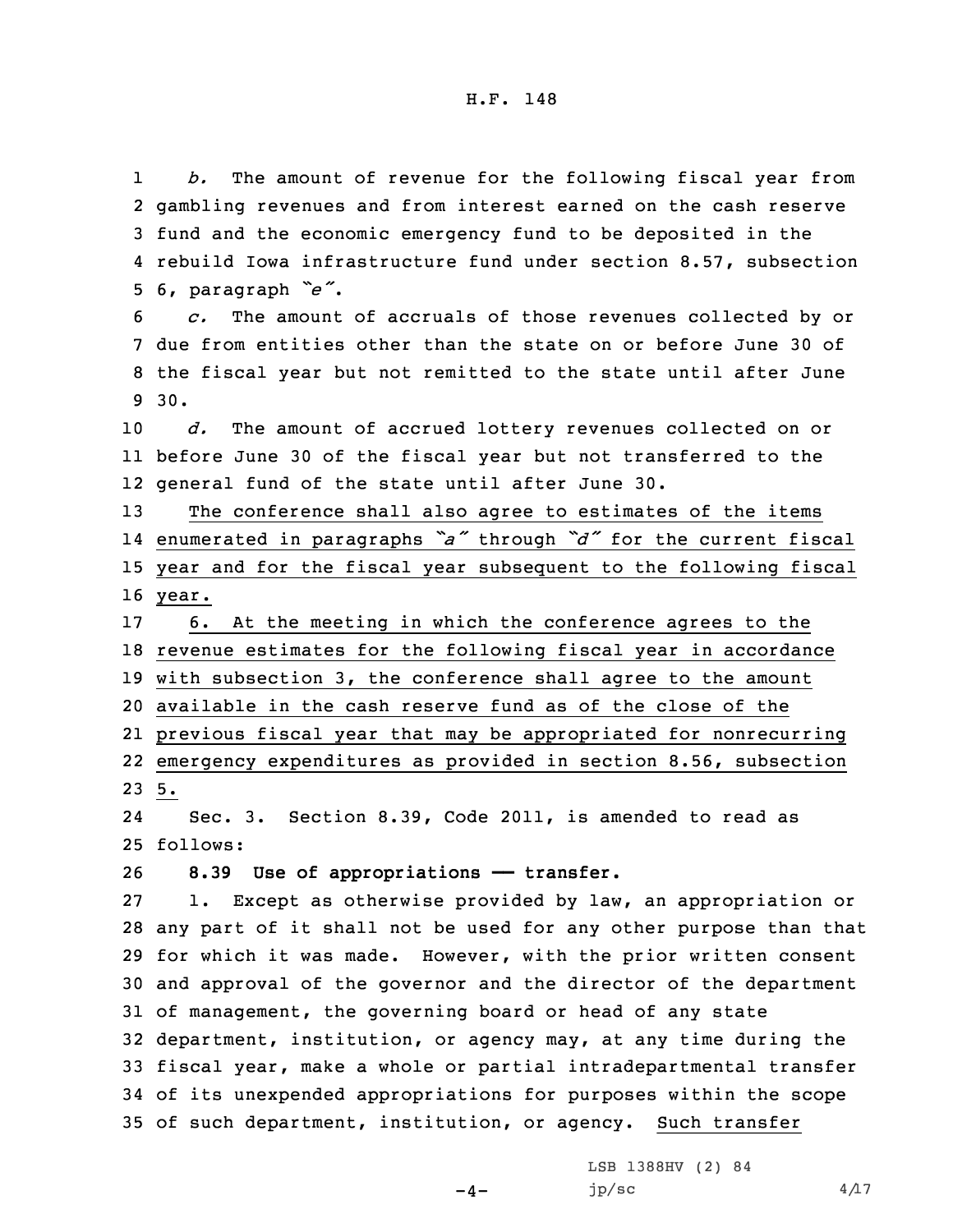*b.* The amount of revenue for the following fiscal year from gambling revenues and from interest earned on the cash reserve fund and the economic emergency fund to be deposited in the rebuild Iowa infrastructure fund under section 8.57, subsection 6, paragraph *"e"*.

*c.* The amount of accruals of those revenues collected by or due from entities other than the state on or before June 30 of the fiscal year but not remitted to the state until after June 30.

*d.* The amount of accrued lottery revenues collected on or before June 30 of the fiscal year but not transferred to the general fund of the state until after June 30.

The conference shall also agree to estimates of the items enumerated in paragraphs *"a"* through *"d"* for the current fiscal year and for the fiscal year subsequent to the following fiscal year.

6. At the meeting in which the conference agrees to the revenue estimates for the following fiscal year in accordance with subsection 3, the conference shall agree to the amount available in the cash reserve fund as of the close of the previous fiscal year that may be appropriated for nonrecurring emergency expenditures as provided in section 8.56, subsection 5.

Sec. 3. Section 8.39, Code 2011, is amended to read as follows:

**8.39 Use of appropriations — transfer.**

1. Except as otherwise provided by law, an appropriation or any part of it shall not be used for any other purpose than that for which it was made. However, with the prior written consent and approval of the governor and the director of the department of management, the governing board or head of any state department, institution, or agency may, at any time during the fiscal year, make a whole or partial intradepartmental transfer of its unexpended appropriations for purposes within the scope of such department, institution, or agency. Such transfer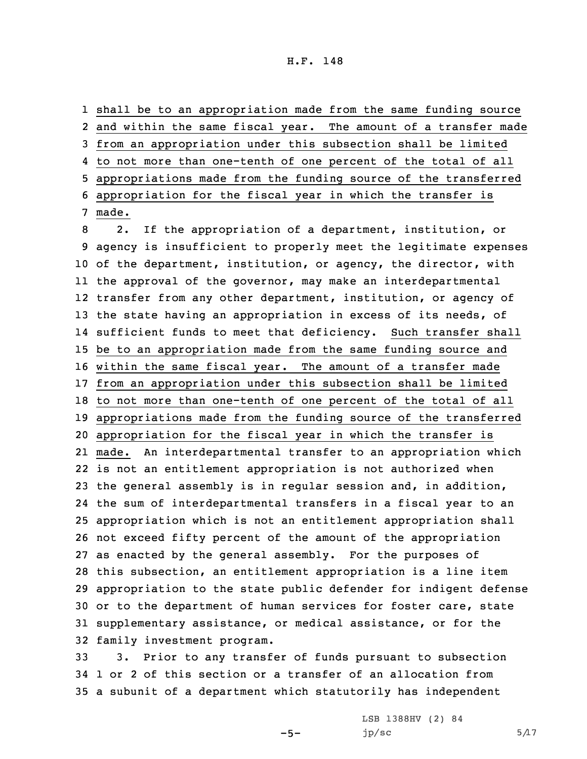shall be to an appropriation made from the same funding source and within the same fiscal year. The amount of a transfer made from an appropriation under this subsection shall be limited to not more than one-tenth of one percent of the total of all appropriations made from the funding source of the transferred appropriation for the fiscal year in which the transfer is made.

2. If the appropriation of a department, institution, or agency is insufficient to properly meet the legitimate expenses of the department, institution, or agency, the director, with the approval of the governor, may make an interdepartmental transfer from any other department, institution, or agency of the state having an appropriation in excess of its needs, of sufficient funds to meet that deficiency. Such transfer shall be to an appropriation made from the same funding source and within the same fiscal year. The amount of a transfer made from an appropriation under this subsection shall be limited to not more than one-tenth of one percent of the total of all appropriations made from the funding source of the transferred appropriation for the fiscal year in which the transfer is made. An interdepartmental transfer to an appropriation which is not an entitlement appropriation is not authorized when the general assembly is in regular session and, in addition, the sum of interdepartmental transfers in a fiscal year to an appropriation which is not an entitlement appropriation shall not exceed fifty percent of the amount of the appropriation as enacted by the general assembly. For the purposes of this subsection, an entitlement appropriation is a line item appropriation to the state public defender for indigent defense or to the department of human services for foster care, state supplementary assistance, or medical assistance, or for the family investment program.

3. Prior to any transfer of funds pursuant to subsection 1 or 2 of this section or a transfer of an allocation from a subunit of a department which statutorily has independent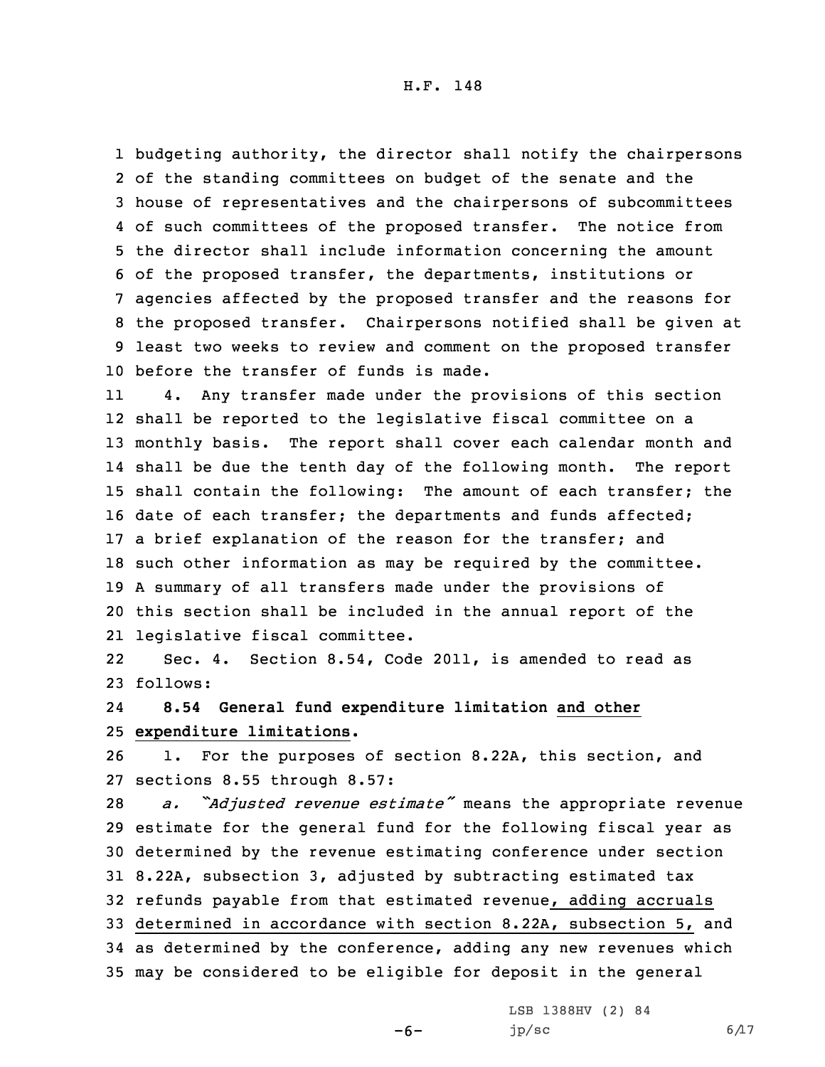budgeting authority, the director shall notify the chairpersons of the standing committees on budget of the senate and the house of representatives and the chairpersons of subcommittees of such committees of the proposed transfer. The notice from the director shall include information concerning the amount of the proposed transfer, the departments, institutions or agencies affected by the proposed transfer and the reasons for the proposed transfer. Chairpersons notified shall be given at least two weeks to review and comment on the proposed transfer before the transfer of funds is made.

4. Any transfer made under the provisions of this section shall be reported to the legislative fiscal committee on a monthly basis. The report shall cover each calendar month and shall be due the tenth day of the following month. The report shall contain the following: The amount of each transfer; the date of each transfer; the departments and funds affected; a brief explanation of the reason for the transfer; and such other information as may be required by the committee. A summary of all transfers made under the provisions of this section shall be included in the annual report of the legislative fiscal committee.

Sec. 4. Section 8.54, Code 2011, is amended to read as follows:

**8.54 General fund expenditure limitation and other expenditure limitations.**

1. For the purposes of section 8.22A, this section, and sections 8.55 through 8.57:

*a. "Adjusted revenue estimate"* means the appropriate revenue estimate for the general fund for the following fiscal year as determined by the revenue estimating conference under section 8.22A, subsection 3, adjusted by subtracting estimated tax refunds payable from that estimated revenue, adding accruals determined in accordance with section 8.22A, subsection 5, and as determined by the conference, adding any new revenues which may be considered to be eligible for deposit in the general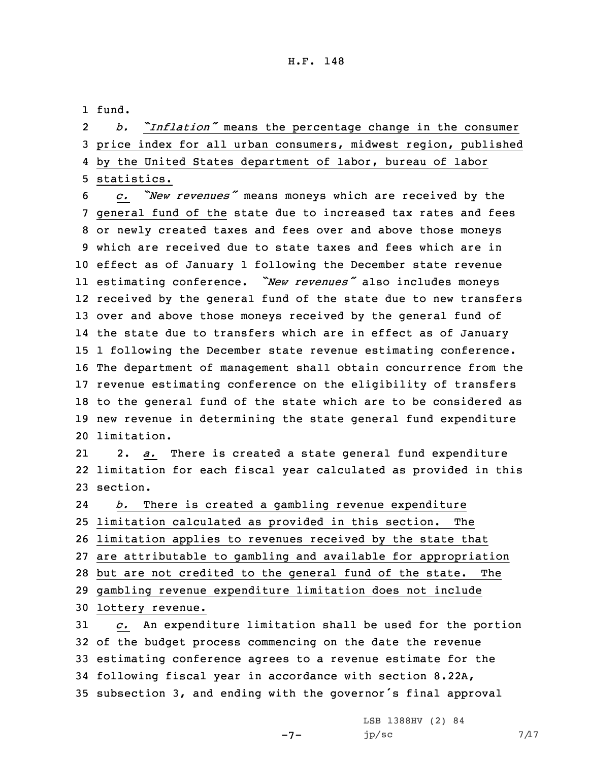fund.

*b.* *"Inflation"* means the percentage change in the consumer price index for all urban consumers, midwest region, published by the United States department of labor, bureau of labor statistics.

*c.* *"New revenues"* means moneys which are received by the general fund of the state due to increased tax rates and fees or newly created taxes and fees over and above those moneys which are received due to state taxes and fees which are in effect as of January 1 following the December state revenue estimating conference. *"New revenues"* also includes moneys received by the general fund of the state due to new transfers over and above those moneys received by the general fund of the state due to transfers which are in effect as of January 1 following the December state revenue estimating conference. The department of management shall obtain concurrence from the revenue estimating conference on the eligibility of transfers to the general fund of the state which are to be considered as new revenue in determining the state general fund expenditure limitation.

2. *a.* There is created a state general fund expenditure limitation for each fiscal year calculated as provided in this section.

*b.* There is created a gambling revenue expenditure limitation calculated as provided in this section. The limitation applies to revenues received by the state that are attributable to gambling and available for appropriation but are not credited to the general fund of the state. The gambling revenue expenditure limitation does not include lottery revenue.

*c.* An expenditure limitation shall be used for the portion of the budget process commencing on the date the revenue estimating conference agrees to a revenue estimate for the following fiscal year in accordance with section 8.22A, subsection 3, and ending with the governor's final approval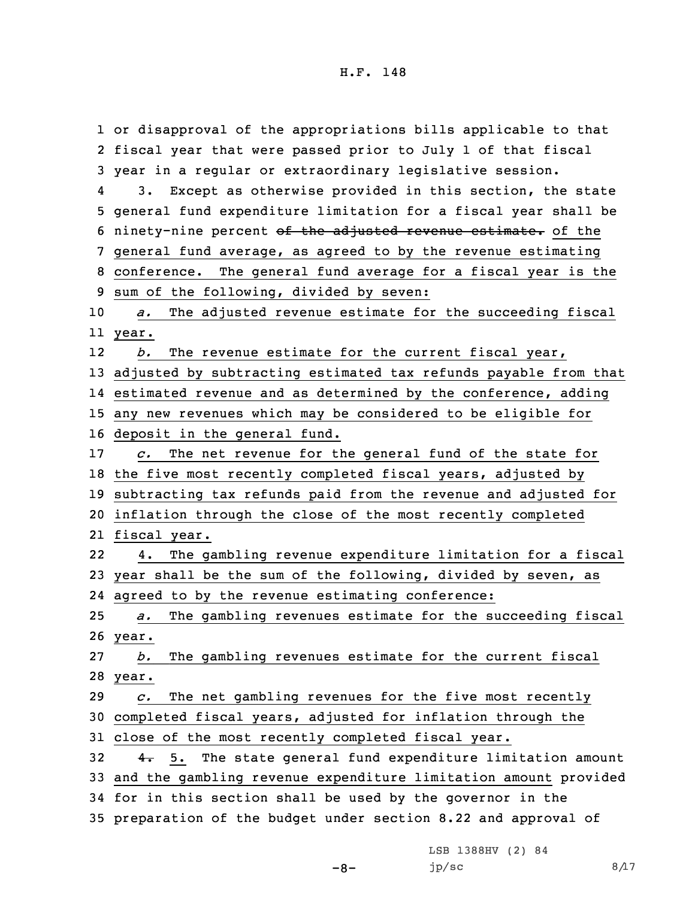or disapproval of the appropriations bills applicable to that fiscal year that were passed prior to July 1 of that fiscal year in a regular or extraordinary legislative session.

3. Except as otherwise provided in this section, the state general fund expenditure limitation for a fiscal year shall be ninety-nine percent ~~of the adjusted revenue estimate.~~ of the general fund average, as agreed to by the revenue estimating conference. The general fund average for a fiscal year is the sum of the following, divided by seven:

*a.* The adjusted revenue estimate for the succeeding fiscal year.

*b.* The revenue estimate for the current fiscal year, adjusted by subtracting estimated tax refunds payable from that estimated revenue and as determined by the conference, adding any new revenues which may be considered to be eligible for deposit in the general fund.

*c.* The net revenue for the general fund of the state for the five most recently completed fiscal years, adjusted by subtracting tax refunds paid from the revenue and adjusted for inflation through the close of the most recently completed fiscal year.

4. The gambling revenue expenditure limitation for a fiscal year shall be the sum of the following, divided by seven, as agreed to by the revenue estimating conference:

*a.* The gambling revenues estimate for the succeeding fiscal year.

*b.* The gambling revenues estimate for the current fiscal year.

*c.* The net gambling revenues for the five most recently completed fiscal years, adjusted for inflation through the close of the most recently completed fiscal year.

~~4.~~ 5. The state general fund expenditure limitation amount and the gambling revenue expenditure limitation amount provided for in this section shall be used by the governor in the preparation of the budget under section 8.22 and approval of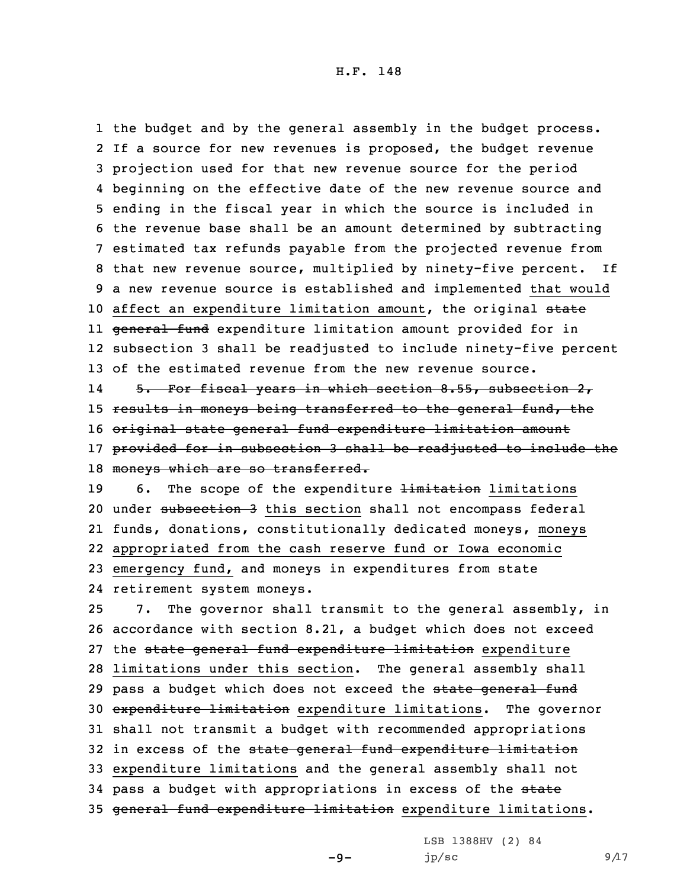the budget and by the general assembly in the budget process. If a source for new revenues is proposed, the budget revenue projection used for that new revenue source for the period beginning on the effective date of the new revenue source and ending in the fiscal year in which the source is included in the revenue base shall be an amount determined by subtracting estimated tax refunds payable from the projected revenue from that new revenue source, multiplied by ninety-five percent. If a new revenue source is established and implemented that would affect an expenditure limitation amount, the original ~~state general fund~~ expenditure limitation amount provided for in subsection 3 shall be readjusted to include ninety-five percent of the estimated revenue from the new revenue source.

~~5. For fiscal years in which section 8.55, subsection 2, results in moneys being transferred to the general fund, the original state general fund expenditure limitation amount provided for in subsection 3 shall be readjusted to include the moneys which are so transferred.~~

6. The scope of the expenditure ~~limitation~~ limitations under ~~subsection 3~~ this section shall not encompass federal funds, donations, constitutionally dedicated moneys, moneys appropriated from the cash reserve fund or Iowa economic emergency fund, and moneys in expenditures from state retirement system moneys.

7. The governor shall transmit to the general assembly, in accordance with section 8.21, a budget which does not exceed the ~~state general fund expenditure limitation~~ expenditure limitations under this section. The general assembly shall pass a budget which does not exceed the ~~state general fund expenditure limitation~~ expenditure limitations. The governor shall not transmit a budget with recommended appropriations in excess of the ~~state general fund expenditure limitation~~ expenditure limitations and the general assembly shall not pass a budget with appropriations in excess of the ~~state general fund expenditure limitation~~ expenditure limitations.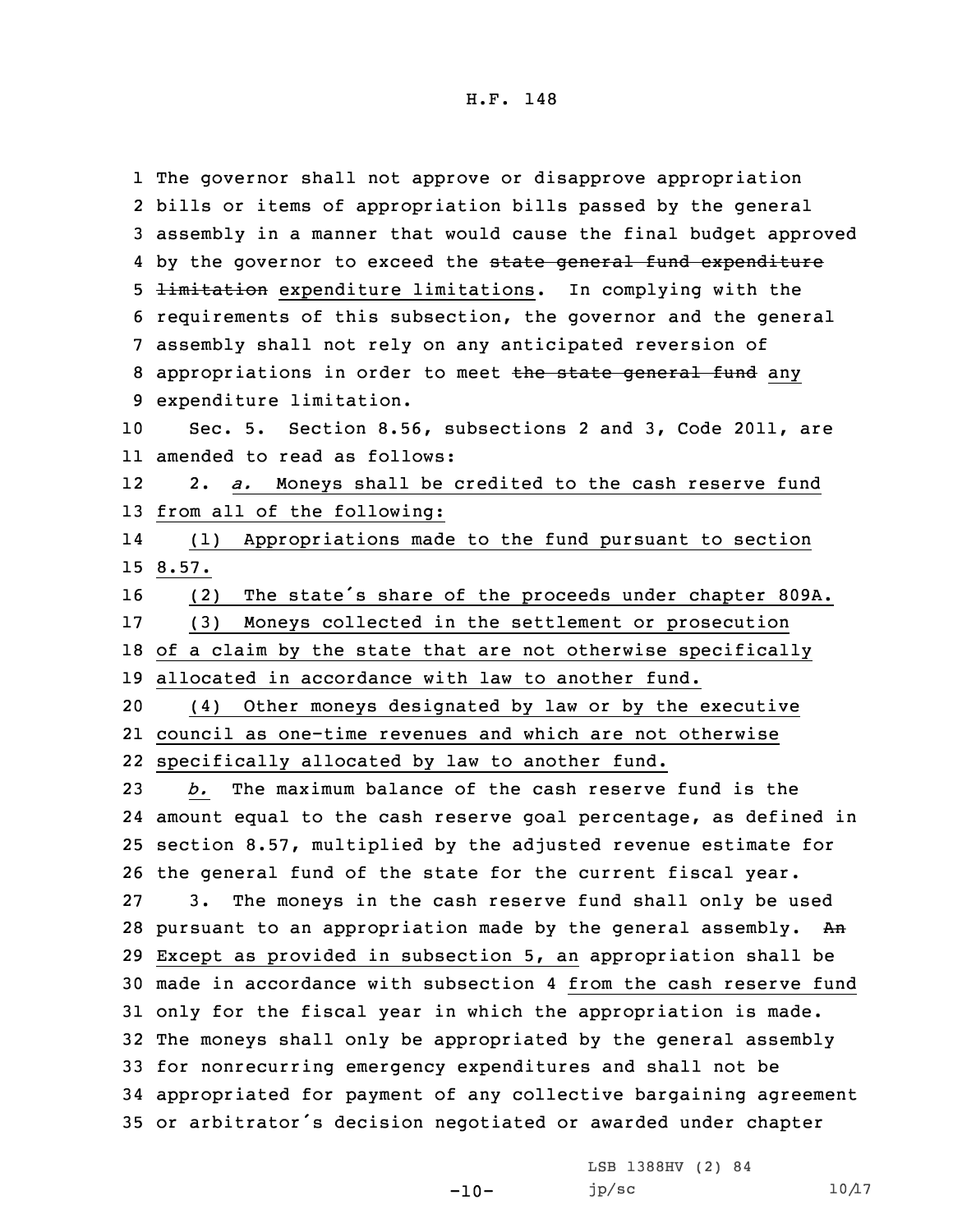The governor shall not approve or disapprove appropriation bills or items of appropriation bills passed by the general assembly in a manner that would cause the final budget approved by the governor to exceed the ~~state general fund expenditure limitation~~ expenditure limitations. In complying with the requirements of this subsection, the governor and the general assembly shall not rely on any anticipated reversion of appropriations in order to meet ~~the state general fund~~ any expenditure limitation.

Sec. 5. Section 8.56, subsections 2 and 3, Code 2011, are amended to read as follows:

2. *a.* Moneys shall be credited to the cash reserve fund from all of the following:

(1) Appropriations made to the fund pursuant to section 8.57.

(2) The state's share of the proceeds under chapter 809A.

(3) Moneys collected in the settlement or prosecution of a claim by the state that are not otherwise specifically allocated in accordance with law to another fund.

(4) Other moneys designated by law or by the executive council as one-time revenues and which are not otherwise specifically allocated by law to another fund.

*b.* The maximum balance of the cash reserve fund is the amount equal to the cash reserve goal percentage, as defined in section 8.57, multiplied by the adjusted revenue estimate for the general fund of the state for the current fiscal year.

3. The moneys in the cash reserve fund shall only be used pursuant to an appropriation made by the general assembly. ~~An~~ Except as provided in subsection 5, an appropriation shall be made in accordance with subsection 4 from the cash reserve fund only for the fiscal year in which the appropriation is made. The moneys shall only be appropriated by the general assembly for nonrecurring emergency expenditures and shall not be appropriated for payment of any collective bargaining agreement or arbitrator's decision negotiated or awarded under chapter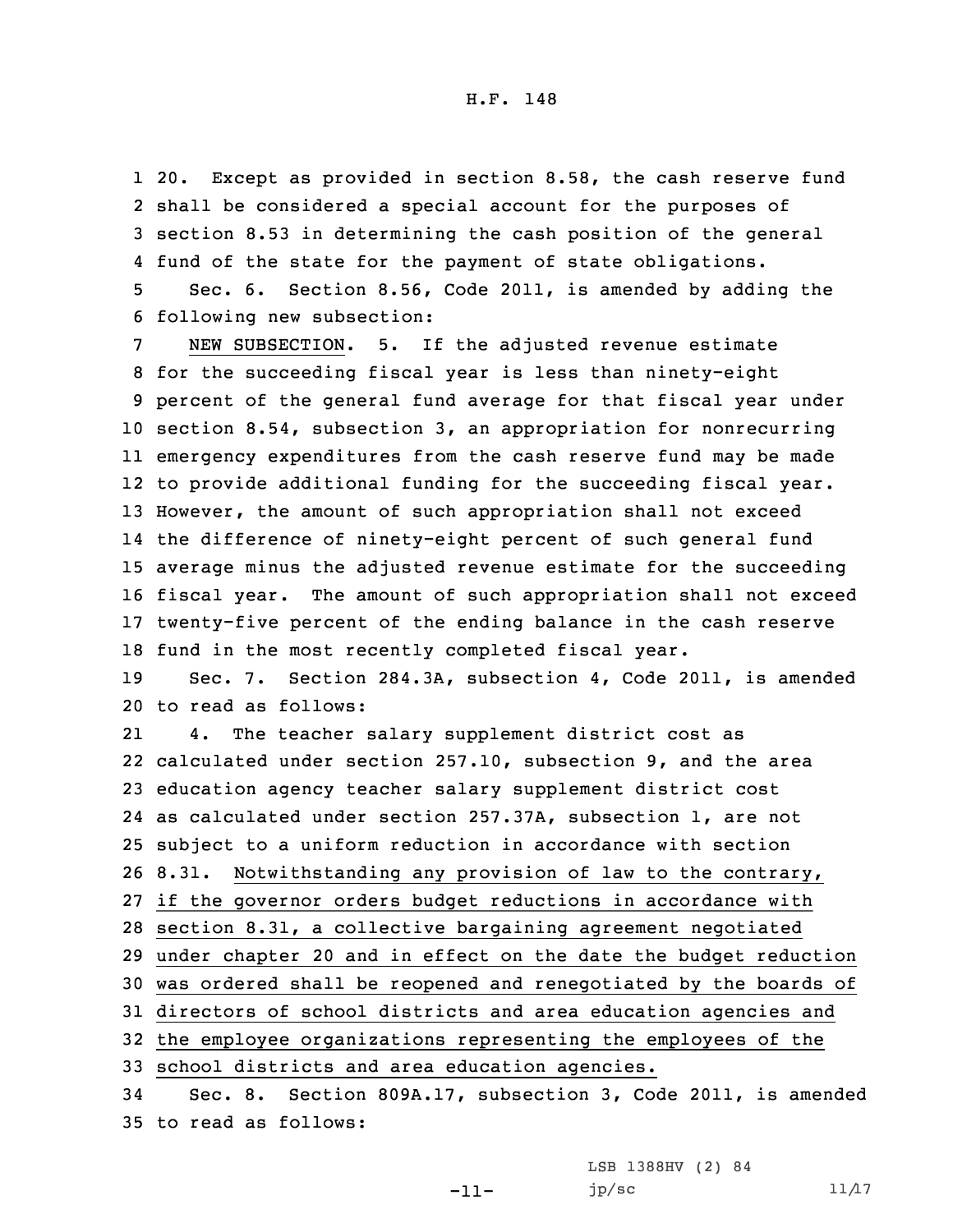20. Except as provided in section 8.58, the cash reserve fund shall be considered a special account for the purposes of section 8.53 in determining the cash position of the general fund of the state for the payment of state obligations.

Sec. 6. Section 8.56, Code 2011, is amended by adding the following new subsection:

NEW SUBSECTION. 5. If the adjusted revenue estimate for the succeeding fiscal year is less than ninety-eight percent of the general fund average for that fiscal year under section 8.54, subsection 3, an appropriation for nonrecurring emergency expenditures from the cash reserve fund may be made to provide additional funding for the succeeding fiscal year. However, the amount of such appropriation shall not exceed the difference of ninety-eight percent of such general fund average minus the adjusted revenue estimate for the succeeding fiscal year. The amount of such appropriation shall not exceed twenty-five percent of the ending balance in the cash reserve fund in the most recently completed fiscal year.

Sec. 7. Section 284.3A, subsection 4, Code 2011, is amended to read as follows:

4. The teacher salary supplement district cost as calculated under section 257.10, subsection 9, and the area education agency teacher salary supplement district cost as calculated under section 257.37A, subsection 1, are not subject to a uniform reduction in accordance with section 8.31. Notwithstanding any provision of law to the contrary, if the governor orders budget reductions in accordance with section 8.31, a collective bargaining agreement negotiated under chapter 20 and in effect on the date the budget reduction was ordered shall be reopened and renegotiated by the boards of directors of school districts and area education agencies and the employee organizations representing the employees of the school districts and area education agencies.

Sec. 8. Section 809A.17, subsection 3, Code 2011, is amended to read as follows: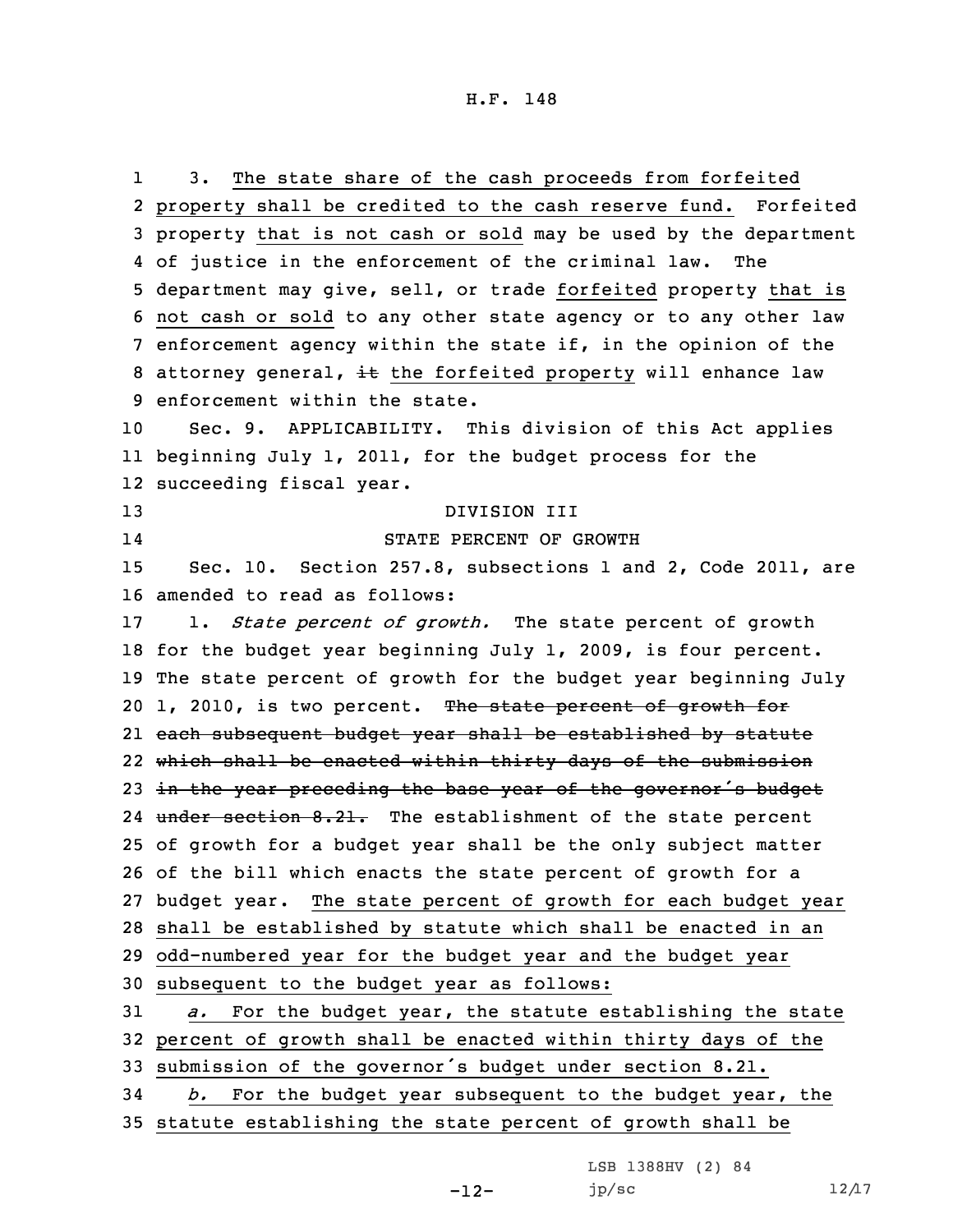3. The state share of the cash proceeds from forfeited property shall be credited to the cash reserve fund. Forfeited property that is not cash or sold may be used by the department of justice in the enforcement of the criminal law. The department may give, sell, or trade forfeited property that is not cash or sold to any other state agency or to any other law enforcement agency within the state if, in the opinion of the attorney general, ~~it~~ the forfeited property will enhance law enforcement within the state.

Sec. 9. APPLICABILITY. This division of this Act applies beginning July 1, 2011, for the budget process for the succeeding fiscal year.

DIVISION III

STATE PERCENT OF GROWTH

Sec. 10. Section 257.8, subsections 1 and 2, Code 2011, are amended to read as follows:

1. *State percent of growth.* The state percent of growth for the budget year beginning July 1, 2009, is four percent. The state percent of growth for the budget year beginning July 1, 2010, is two percent. ~~The state percent of growth for each subsequent budget year shall be established by statute which shall be enacted within thirty days of the submission in the year preceding the base year of the governor's budget under section 8.21.~~ The establishment of the state percent of growth for a budget year shall be the only subject matter of the bill which enacts the state percent of growth for a budget year. The state percent of growth for each budget year shall be established by statute which shall be enacted in an odd-numbered year for the budget year and the budget year subsequent to the budget year as follows:

*a.* For the budget year, the statute establishing the state percent of growth shall be enacted within thirty days of the submission of the governor's budget under section 8.21.

*b.* For the budget year subsequent to the budget year, the statute establishing the state percent of growth shall be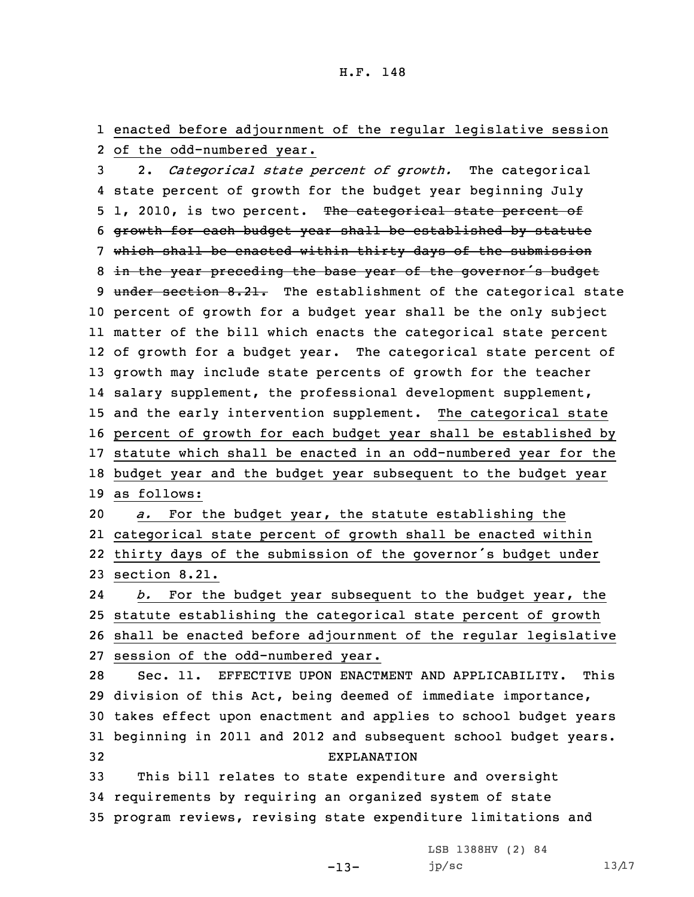enacted before adjournment of the regular legislative session of the odd-numbered year.

2. *Categorical state percent of growth.* The categorical state percent of growth for the budget year beginning July 1, 2010, is two percent. ~~The categorical state percent of growth for each budget year shall be established by statute which shall be enacted within thirty days of the submission in the year preceding the base year of the governor's budget under section 8.21.~~ The establishment of the categorical state percent of growth for a budget year shall be the only subject matter of the bill which enacts the categorical state percent of growth for a budget year. The categorical state percent of growth may include state percents of growth for the teacher salary supplement, the professional development supplement, and the early intervention supplement. <u>The categorical state percent of growth for each budget year shall be established by statute which shall be enacted in an odd-numbered year for the budget year and the budget year subsequent to the budget year as follows:</u>

<u>*a.* For the budget year, the statute establishing the categorical state percent of growth shall be enacted within thirty days of the submission of the governor's budget under section 8.21.</u>

<u>*b.* For the budget year subsequent to the budget year, the statute establishing the categorical state percent of growth shall be enacted before adjournment of the regular legislative session of the odd-numbered year.</u>

Sec. 11. EFFECTIVE UPON ENACTMENT AND APPLICABILITY. This division of this Act, being deemed of immediate importance, takes effect upon enactment and applies to school budget years beginning in 2011 and 2012 and subsequent school budget years.

EXPLANATION

This bill relates to state expenditure and oversight requirements by requiring an organized system of state program reviews, revising state expenditure limitations and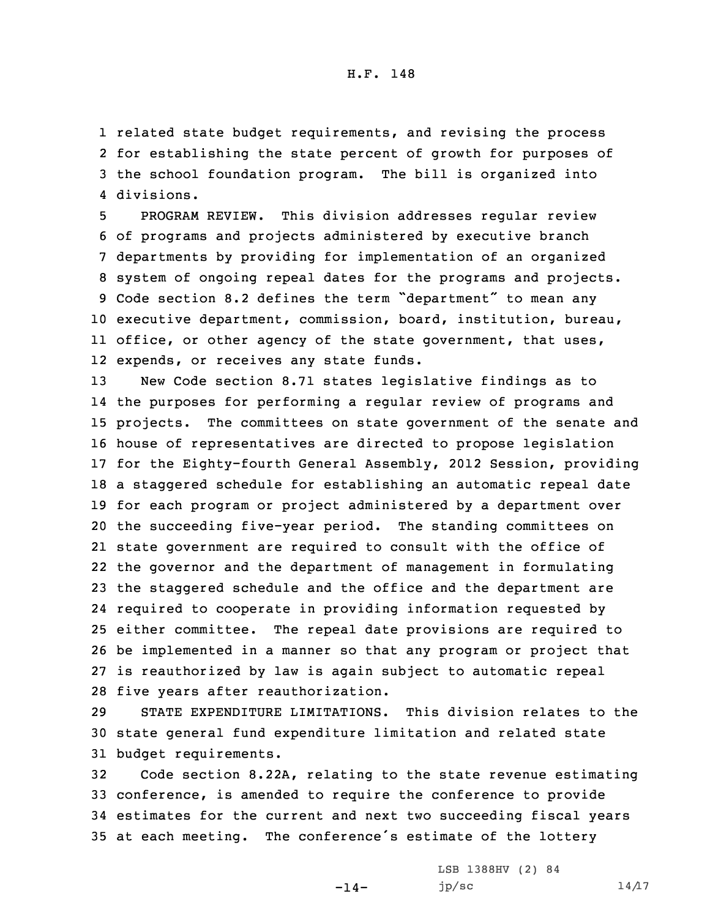related state budget requirements, and revising the process for establishing the state percent of growth for purposes of the school foundation program. The bill is organized into divisions.

PROGRAM REVIEW. This division addresses regular review of programs and projects administered by executive branch departments by providing for implementation of an organized system of ongoing repeal dates for the programs and projects. Code section 8.2 defines the term "department" to mean any executive department, commission, board, institution, bureau, office, or other agency of the state government, that uses, expends, or receives any state funds.

New Code section 8.71 states legislative findings as to the purposes for performing a regular review of programs and projects. The committees on state government of the senate and house of representatives are directed to propose legislation for the Eighty-fourth General Assembly, 2012 Session, providing a staggered schedule for establishing an automatic repeal date for each program or project administered by a department over the succeeding five-year period. The standing committees on state government are required to consult with the office of the governor and the department of management in formulating the staggered schedule and the office and the department are required to cooperate in providing information requested by either committee. The repeal date provisions are required to be implemented in a manner so that any program or project that is reauthorized by law is again subject to automatic repeal five years after reauthorization.

STATE EXPENDITURE LIMITATIONS. This division relates to the state general fund expenditure limitation and related state budget requirements.

Code section 8.22A, relating to the state revenue estimating conference, is amended to require the conference to provide estimates for the current and next two succeeding fiscal years at each meeting. The conference's estimate of the lottery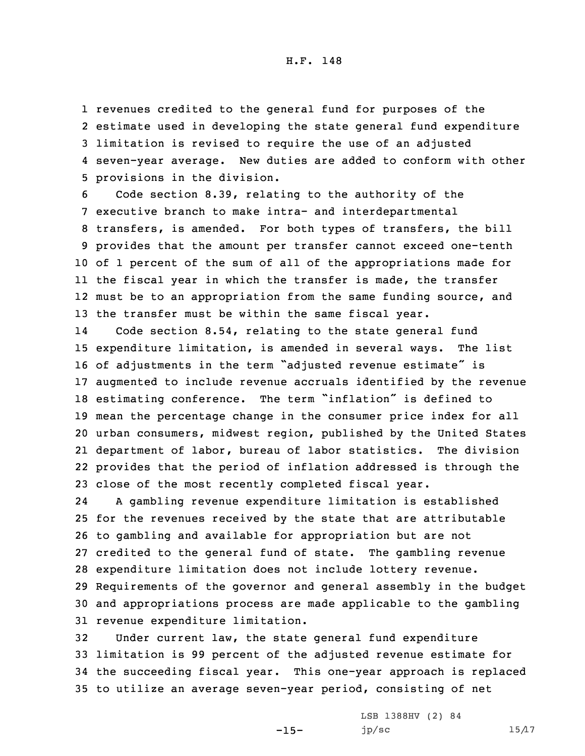revenues credited to the general fund for purposes of the estimate used in developing the state general fund expenditure limitation is revised to require the use of an adjusted seven-year average. New duties are added to conform with other provisions in the division.

Code section 8.39, relating to the authority of the executive branch to make intra- and interdepartmental transfers, is amended. For both types of transfers, the bill provides that the amount per transfer cannot exceed one-tenth of 1 percent of the sum of all of the appropriations made for the fiscal year in which the transfer is made, the transfer must be to an appropriation from the same funding source, and the transfer must be within the same fiscal year.

Code section 8.54, relating to the state general fund expenditure limitation, is amended in several ways. The list of adjustments in the term "adjusted revenue estimate" is augmented to include revenue accruals identified by the revenue estimating conference. The term "inflation" is defined to mean the percentage change in the consumer price index for all urban consumers, midwest region, published by the United States department of labor, bureau of labor statistics. The division provides that the period of inflation addressed is through the close of the most recently completed fiscal year.

A gambling revenue expenditure limitation is established for the revenues received by the state that are attributable to gambling and available for appropriation but are not credited to the general fund of state. The gambling revenue expenditure limitation does not include lottery revenue. Requirements of the governor and general assembly in the budget and appropriations process are made applicable to the gambling revenue expenditure limitation.

Under current law, the state general fund expenditure limitation is 99 percent of the adjusted revenue estimate for the succeeding fiscal year. This one-year approach is replaced to utilize an average seven-year period, consisting of net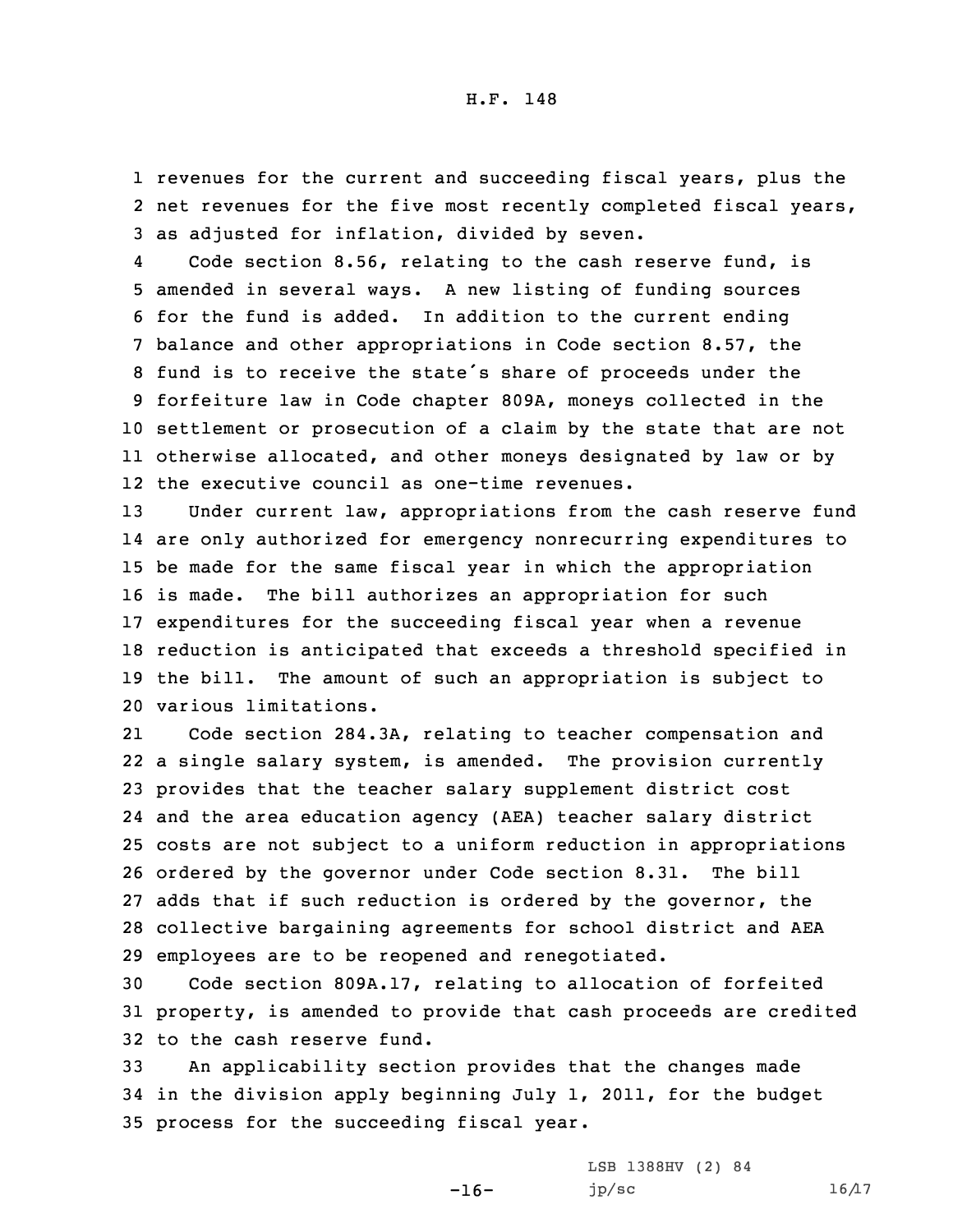revenues for the current and succeeding fiscal years, plus the net revenues for the five most recently completed fiscal years, as adjusted for inflation, divided by seven.

Code section 8.56, relating to the cash reserve fund, is amended in several ways. A new listing of funding sources for the fund is added. In addition to the current ending balance and other appropriations in Code section 8.57, the fund is to receive the state's share of proceeds under the forfeiture law in Code chapter 809A, moneys collected in the settlement or prosecution of a claim by the state that are not otherwise allocated, and other moneys designated by law or by the executive council as one-time revenues.

Under current law, appropriations from the cash reserve fund are only authorized for emergency nonrecurring expenditures to be made for the same fiscal year in which the appropriation is made. The bill authorizes an appropriation for such expenditures for the succeeding fiscal year when a revenue reduction is anticipated that exceeds a threshold specified in the bill. The amount of such an appropriation is subject to various limitations.

Code section 284.3A, relating to teacher compensation and a single salary system, is amended. The provision currently provides that the teacher salary supplement district cost and the area education agency (AEA) teacher salary district costs are not subject to a uniform reduction in appropriations ordered by the governor under Code section 8.31. The bill adds that if such reduction is ordered by the governor, the collective bargaining agreements for school district and AEA employees are to be reopened and renegotiated.

Code section 809A.17, relating to allocation of forfeited property, is amended to provide that cash proceeds are credited to the cash reserve fund.

An applicability section provides that the changes made in the division apply beginning July 1, 2011, for the budget process for the succeeding fiscal year.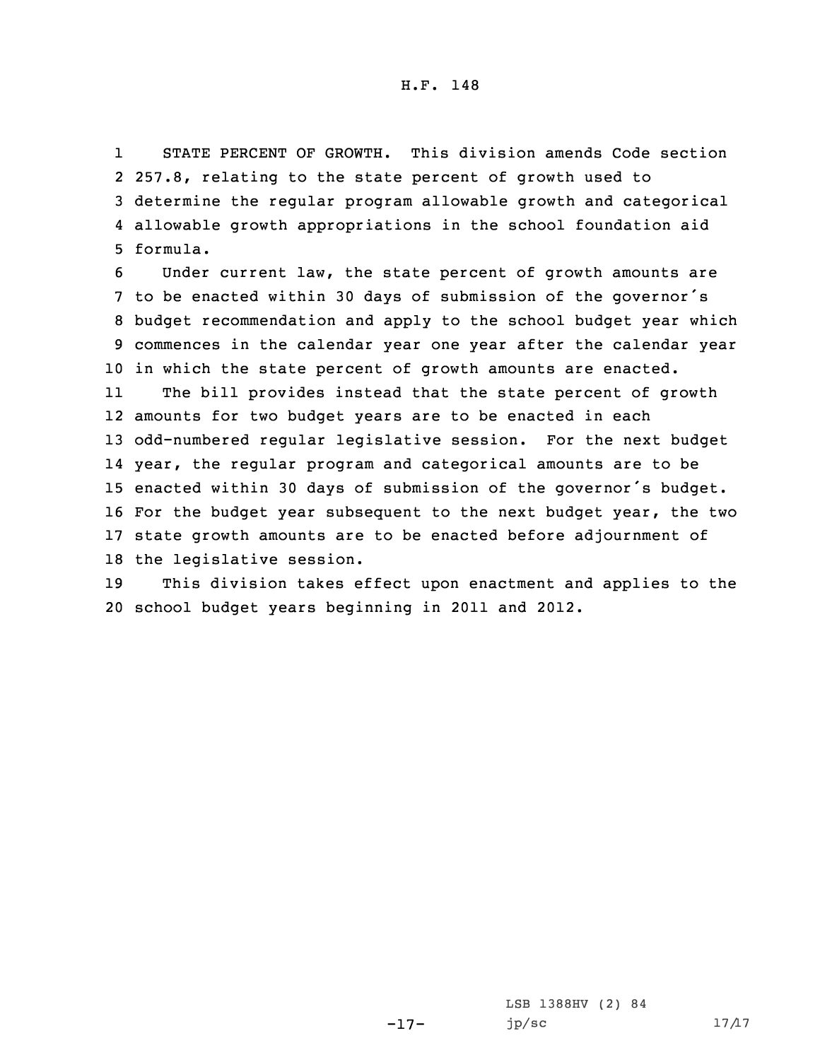STATE PERCENT OF GROWTH. This division amends Code section 257.8, relating to the state percent of growth used to determine the regular program allowable growth and categorical allowable growth appropriations in the school foundation aid formula.

Under current law, the state percent of growth amounts are to be enacted within 30 days of submission of the governor's budget recommendation and apply to the school budget year which commences in the calendar year one year after the calendar year in which the state percent of growth amounts are enacted.

The bill provides instead that the state percent of growth amounts for two budget years are to be enacted in each odd-numbered regular legislative session. For the next budget year, the regular program and categorical amounts are to be enacted within 30 days of submission of the governor's budget. For the budget year subsequent to the next budget year, the two state growth amounts are to be enacted before adjournment of the legislative session.

This division takes effect upon enactment and applies to the school budget years beginning in 2011 and 2012.